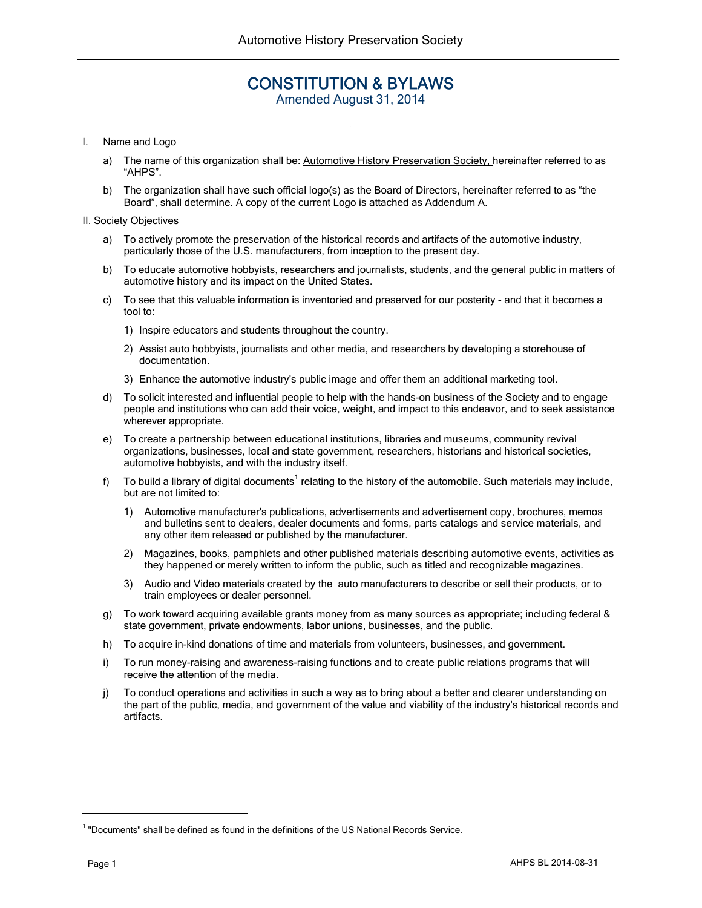# CONSTITUTION & BYLAWS

Amended August 31, 2014

I. Name and Logo

a) The name of this organization shall be: Automotive History Preservation Society, hereinafter referred to as "AHPS".

b) The organization shall have such official logo(s) as the Board of Directors, hereinafter referred to as "the Board", shall determine. A copy of the current Logo is attached as Addendum A.

II. Society Objectives

a) To actively promote the preservation of the historical records and artifacts of the automotive industry, particularly those of the U.S. manufacturers, from inception to the present day.

b) To educate automotive hobbyists, researchers and journalists, students, and the general public in matters of automotive history and its impact on the United States.

c) To see that this valuable information is inventoried and preserved for our posterity - and that it becomes a tool to:

1) Inspire educators and students throughout the country.

2) Assist auto hobbyists, journalists and other media, and researchers by developing a storehouse of documentation.

3) Enhance the automotive industry's public image and offer them an additional marketing tool.

d) To solicit interested and influential people to help with the hands-on business of the Society and to engage people and institutions who can add their voice, weight, and impact to this endeavor, and to seek assistance wherever appropriate.

e) To create a partnership between educational institutions, libraries and museums, community revival organizations, businesses, local and state government, researchers, historians and historical societies, automotive hobbyists, and with the industry itself.

f) To build a library of digital documents[1] relating to the history of the automobile. Such materials may include, but are not limited to:

1) Automotive manufacturer's publications, advertisements and advertisement copy, brochures, memos and bulletins sent to dealers, dealer documents and forms, parts catalogs and service materials, and any other item released or published by the manufacturer.

2) Magazines, books, pamphlets and other published materials describing automotive events, activities as they happened or merely written to inform the public, such as titled and recognizable magazines.

3) Audio and Video materials created by the auto manufacturers to describe or sell their products, or to train employees or dealer personnel.

g) To work toward acquiring available grants money from as many sources as appropriate; including federal & state government, private endowments, labor unions, businesses, and the public.

h) To acquire in-kind donations of time and materials from volunteers, businesses, and government.

i) To run money-raising and awareness-raising functions and to create public relations programs that will receive the attention of the media.

j) To conduct operations and activities in such a way as to bring about a better and clearer understanding on the part of the public, media, and government of the value and viability of the industry's historical records and artifacts.

---

[1] "Documents" shall be defined as found in the definitions of the US National Records Service.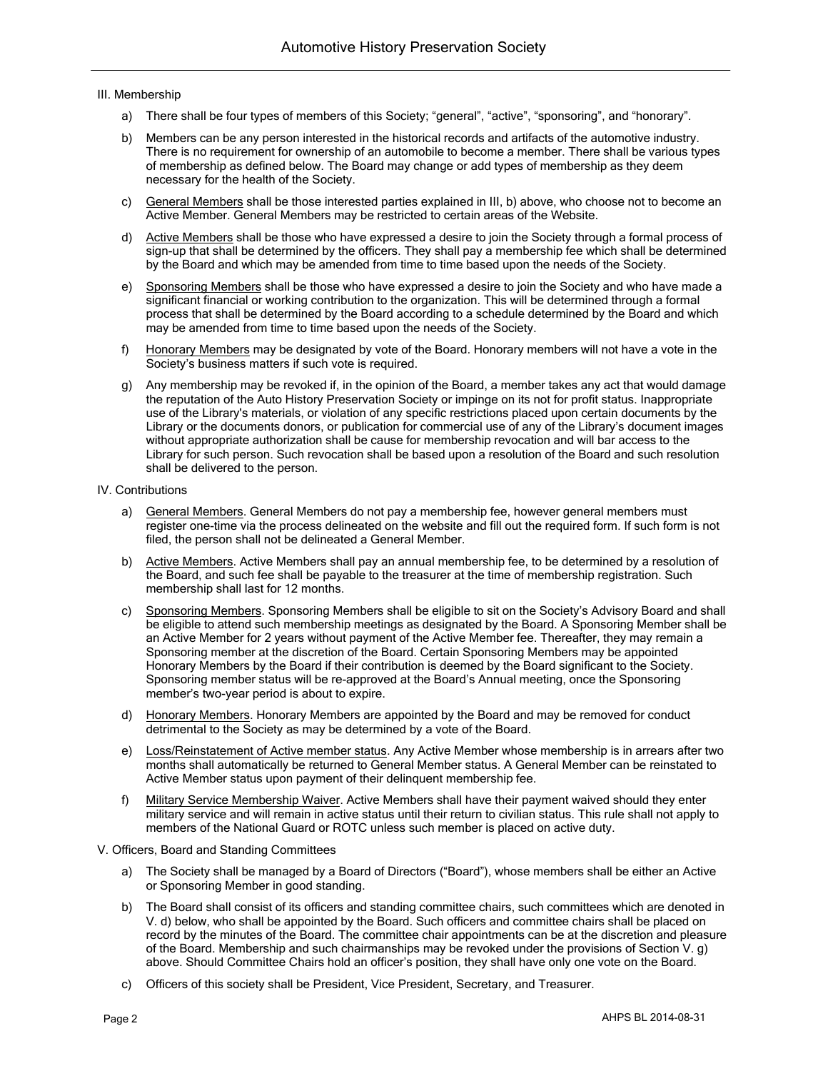## III. Membership

a) There shall be four types of members of this Society; "general", "active", "sponsoring", and "honorary".

b) Members can be any person interested in the historical records and artifacts of the automotive industry. There is no requirement for ownership of an automobile to become a member. There shall be various types of membership as defined below. The Board may change or add types of membership as they deem necessary for the health of the Society.

c) General Members shall be those interested parties explained in III, b) above, who choose not to become an Active Member. General Members may be restricted to certain areas of the Website.

d) Active Members shall be those who have expressed a desire to join the Society through a formal process of sign-up that shall be determined by the officers. They shall pay a membership fee which shall be determined by the Board and which may be amended from time to time based upon the needs of the Society.

e) Sponsoring Members shall be those who have expressed a desire to join the Society and who have made a significant financial or working contribution to the organization. This will be determined through a formal process that shall be determined by the Board according to a schedule determined by the Board and which may be amended from time to time based upon the needs of the Society.

f) Honorary Members may be designated by vote of the Board. Honorary members will not have a vote in the Society's business matters if such vote is required.

g) Any membership may be revoked if, in the opinion of the Board, a member takes any act that would damage the reputation of the Auto History Preservation Society or impinge on its not for profit status. Inappropriate use of the Library's materials, or violation of any specific restrictions placed upon certain documents by the Library or the documents donors, or publication for commercial use of any of the Library's document images without appropriate authorization shall be cause for membership revocation and will bar access to the Library for such person. Such revocation shall be based upon a resolution of the Board and such resolution shall be delivered to the person.

## IV. Contributions

a) General Members. General Members do not pay a membership fee, however general members must register one-time via the process delineated on the website and fill out the required form. If such form is not filed, the person shall not be delineated a General Member.

b) Active Members. Active Members shall pay an annual membership fee, to be determined by a resolution of the Board, and such fee shall be payable to the treasurer at the time of membership registration. Such membership shall last for 12 months.

c) Sponsoring Members. Sponsoring Members shall be eligible to sit on the Society's Advisory Board and shall be eligible to attend such membership meetings as designated by the Board. A Sponsoring Member shall be an Active Member for 2 years without payment of the Active Member fee. Thereafter, they may remain a Sponsoring member at the discretion of the Board. Certain Sponsoring Members may be appointed Honorary Members by the Board if their contribution is deemed by the Board significant to the Society. Sponsoring member status will be re-approved at the Board's Annual meeting, once the Sponsoring member's two-year period is about to expire.

d) Honorary Members. Honorary Members are appointed by the Board and may be removed for conduct detrimental to the Society as may be determined by a vote of the Board.

e) Loss/Reinstatement of Active member status. Any Active Member whose membership is in arrears after two months shall automatically be returned to General Member status. A General Member can be reinstated to Active Member status upon payment of their delinquent membership fee.

f) Military Service Membership Waiver. Active Members shall have their payment waived should they enter military service and will remain in active status until their return to civilian status. This rule shall not apply to members of the National Guard or ROTC unless such member is placed on active duty.

## V. Officers, Board and Standing Committees

a) The Society shall be managed by a Board of Directors ("Board"), whose members shall be either an Active or Sponsoring Member in good standing.

b) The Board shall consist of its officers and standing committee chairs, such committees which are denoted in V. d) below, who shall be appointed by the Board. Such officers and committee chairs shall be placed on record by the minutes of the Board. The committee chair appointments can be at the discretion and pleasure of the Board. Membership and such chairmanships may be revoked under the provisions of Section V. g) above. Should Committee Chairs hold an officer's position, they shall have only one vote on the Board.

c) Officers of this society shall be President, Vice President, Secretary, and Treasurer.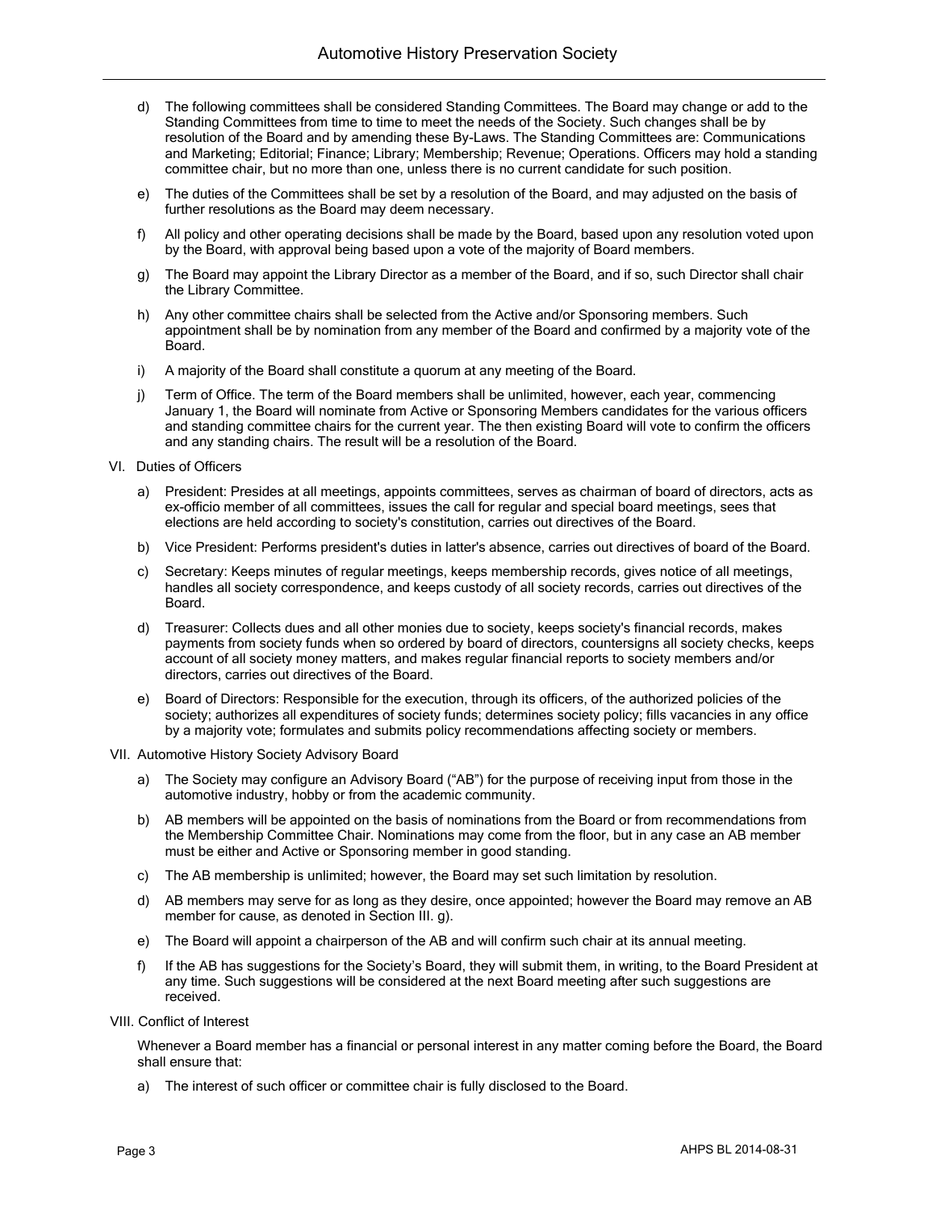d) The following committees shall be considered Standing Committees. The Board may change or add to the Standing Committees from time to time to meet the needs of the Society. Such changes shall be by resolution of the Board and by amending these By-Laws. The Standing Committees are: Communications and Marketing; Editorial; Finance; Library; Membership; Revenue; Operations. Officers may hold a standing committee chair, but no more than one, unless there is no current candidate for such position.

e) The duties of the Committees shall be set by a resolution of the Board, and may adjusted on the basis of further resolutions as the Board may deem necessary.

f) All policy and other operating decisions shall be made by the Board, based upon any resolution voted upon by the Board, with approval being based upon a vote of the majority of Board members.

g) The Board may appoint the Library Director as a member of the Board, and if so, such Director shall chair the Library Committee.

h) Any other committee chairs shall be selected from the Active and/or Sponsoring members. Such appointment shall be by nomination from any member of the Board and confirmed by a majority vote of the Board.

i) A majority of the Board shall constitute a quorum at any meeting of the Board.

j) Term of Office. The term of the Board members shall be unlimited, however, each year, commencing January 1, the Board will nominate from Active or Sponsoring Members candidates for the various officers and standing committee chairs for the current year. The then existing Board will vote to confirm the officers and any standing chairs. The result will be a resolution of the Board.

VI. Duties of Officers

a) President: Presides at all meetings, appoints committees, serves as chairman of board of directors, acts as ex-officio member of all committees, issues the call for regular and special board meetings, sees that elections are held according to society's constitution, carries out directives of the Board.

b) Vice President: Performs president's duties in latter's absence, carries out directives of board of the Board.

c) Secretary: Keeps minutes of regular meetings, keeps membership records, gives notice of all meetings, handles all society correspondence, and keeps custody of all society records, carries out directives of the Board.

d) Treasurer: Collects dues and all other monies due to society, keeps society's financial records, makes payments from society funds when so ordered by board of directors, countersigns all society checks, keeps account of all society money matters, and makes regular financial reports to society members and/or directors, carries out directives of the Board.

e) Board of Directors: Responsible for the execution, through its officers, of the authorized policies of the society; authorizes all expenditures of society funds; determines society policy; fills vacancies in any office by a majority vote; formulates and submits policy recommendations affecting society or members.

VII. Automotive History Society Advisory Board

a) The Society may configure an Advisory Board ("AB") for the purpose of receiving input from those in the automotive industry, hobby or from the academic community.

b) AB members will be appointed on the basis of nominations from the Board or from recommendations from the Membership Committee Chair. Nominations may come from the floor, but in any case an AB member must be either and Active or Sponsoring member in good standing.

c) The AB membership is unlimited; however, the Board may set such limitation by resolution.

d) AB members may serve for as long as they desire, once appointed; however the Board may remove an AB member for cause, as denoted in Section III. g).

e) The Board will appoint a chairperson of the AB and will confirm such chair at its annual meeting.

f) If the AB has suggestions for the Society's Board, they will submit them, in writing, to the Board President at any time. Such suggestions will be considered at the next Board meeting after such suggestions are received.

VIII. Conflict of Interest

Whenever a Board member has a financial or personal interest in any matter coming before the Board, the Board shall ensure that:

a) The interest of such officer or committee chair is fully disclosed to the Board.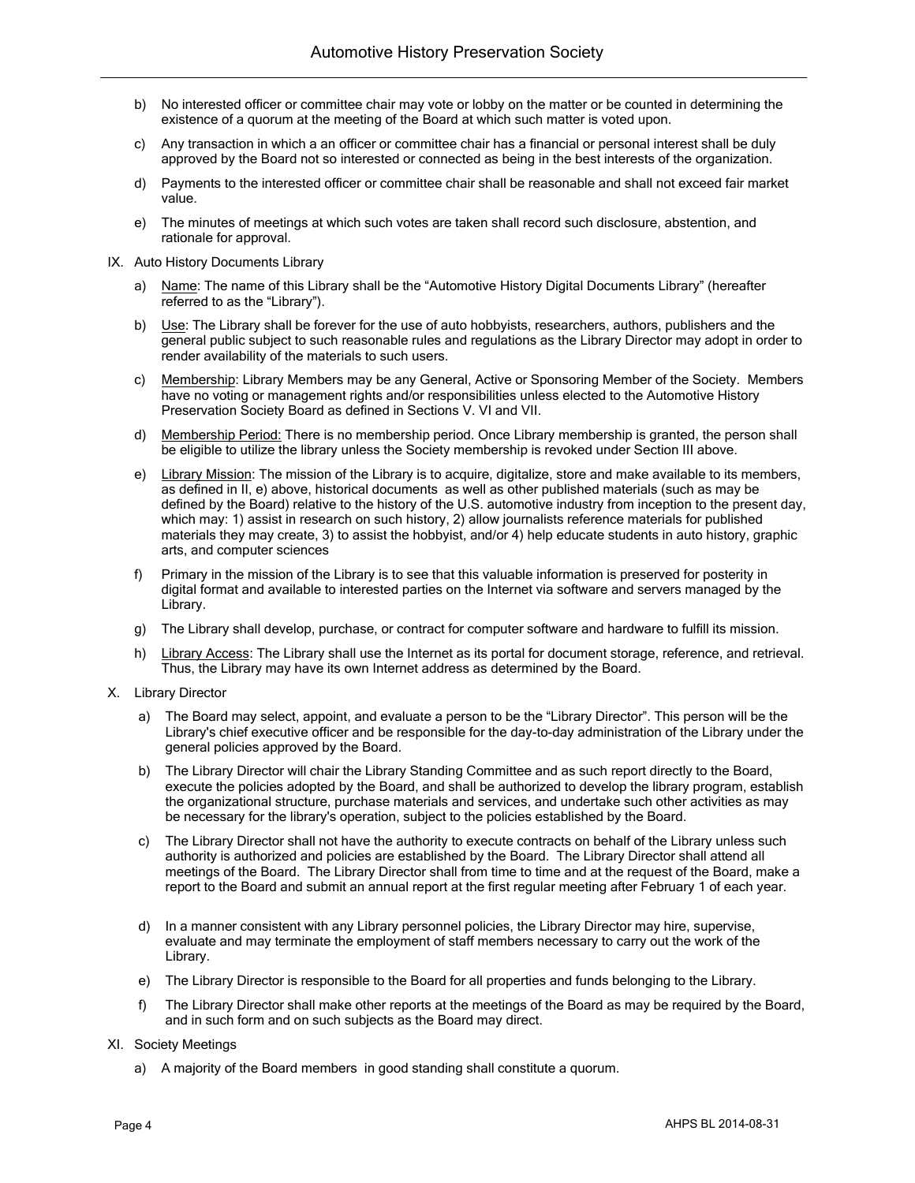b) No interested officer or committee chair may vote or lobby on the matter or be counted in determining the existence of a quorum at the meeting of the Board at which such matter is voted upon.

c) Any transaction in which a an officer or committee chair has a financial or personal interest shall be duly approved by the Board not so interested or connected as being in the best interests of the organization.

d) Payments to the interested officer or committee chair shall be reasonable and shall not exceed fair market value.

e) The minutes of meetings at which such votes are taken shall record such disclosure, abstention, and rationale for approval.

IX. Auto History Documents Library

a) Name: The name of this Library shall be the "Automotive History Digital Documents Library" (hereafter referred to as the "Library").

b) Use: The Library shall be forever for the use of auto hobbyists, researchers, authors, publishers and the general public subject to such reasonable rules and regulations as the Library Director may adopt in order to render availability of the materials to such users.

c) Membership: Library Members may be any General, Active or Sponsoring Member of the Society. Members have no voting or management rights and/or responsibilities unless elected to the Automotive History Preservation Society Board as defined in Sections V. VI and VII.

d) Membership Period: There is no membership period. Once Library membership is granted, the person shall be eligible to utilize the library unless the Society membership is revoked under Section III above.

e) Library Mission: The mission of the Library is to acquire, digitalize, store and make available to its members, as defined in II, e) above, historical documents as well as other published materials (such as may be defined by the Board) relative to the history of the U.S. automotive industry from inception to the present day, which may: 1) assist in research on such history, 2) allow journalists reference materials for published materials they may create, 3) to assist the hobbyist, and/or 4) help educate students in auto history, graphic arts, and computer sciences

f) Primary in the mission of the Library is to see that this valuable information is preserved for posterity in digital format and available to interested parties on the Internet via software and servers managed by the Library.

g) The Library shall develop, purchase, or contract for computer software and hardware to fulfill its mission.

h) Library Access: The Library shall use the Internet as its portal for document storage, reference, and retrieval. Thus, the Library may have its own Internet address as determined by the Board.

X. Library Director

a) The Board may select, appoint, and evaluate a person to be the "Library Director". This person will be the Library's chief executive officer and be responsible for the day-to-day administration of the Library under the general policies approved by the Board.

b) The Library Director will chair the Library Standing Committee and as such report directly to the Board, execute the policies adopted by the Board, and shall be authorized to develop the library program, establish the organizational structure, purchase materials and services, and undertake such other activities as may be necessary for the library's operation, subject to the policies established by the Board.

c) The Library Director shall not have the authority to execute contracts on behalf of the Library unless such authority is authorized and policies are established by the Board. The Library Director shall attend all meetings of the Board. The Library Director shall from time to time and at the request of the Board, make a report to the Board and submit an annual report at the first regular meeting after February 1 of each year.

d) In a manner consistent with any Library personnel policies, the Library Director may hire, supervise, evaluate and may terminate the employment of staff members necessary to carry out the work of the Library.

e) The Library Director is responsible to the Board for all properties and funds belonging to the Library.

f) The Library Director shall make other reports at the meetings of the Board as may be required by the Board, and in such form and on such subjects as the Board may direct.

XI. Society Meetings

a) A majority of the Board members in good standing shall constitute a quorum.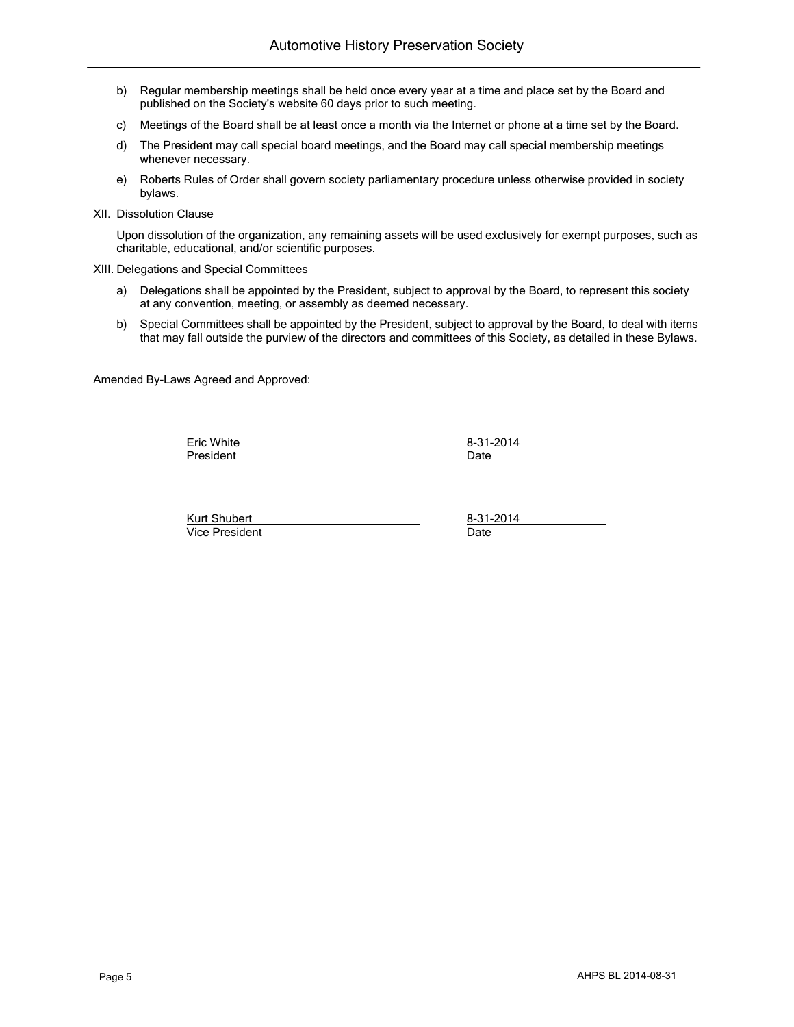b) Regular membership meetings shall be held once every year at a time and place set by the Board and published on the Society's website 60 days prior to such meeting.

c) Meetings of the Board shall be at least once a month via the Internet or phone at a time set by the Board.

d) The President may call special board meetings, and the Board may call special membership meetings whenever necessary.

e) Roberts Rules of Order shall govern society parliamentary procedure unless otherwise provided in society bylaws.

XII. Dissolution Clause

Upon dissolution of the organization, any remaining assets will be used exclusively for exempt purposes, such as charitable, educational, and/or scientific purposes.

XIII. Delegations and Special Committees

a) Delegations shall be appointed by the President, subject to approval by the Board, to represent this society at any convention, meeting, or assembly as deemed necessary.

b) Special Committees shall be appointed by the President, subject to approval by the Board, to deal with items that may fall outside the purview of the directors and committees of this Society, as detailed in these Bylaws.

Amended By-Laws Agreed and Approved:

Eric White
President

8-31-2014
Date

Kurt Shubert
Vice President

8-31-2014
Date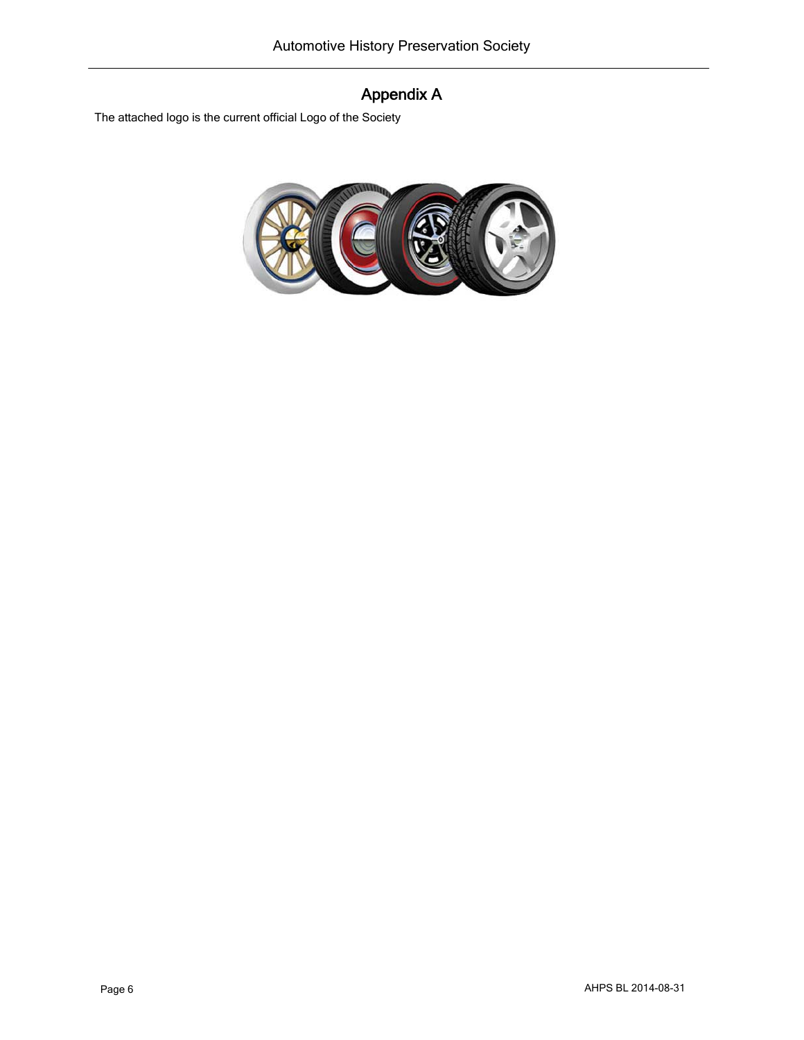## Appendix A

The attached logo is the current official Logo of the Society